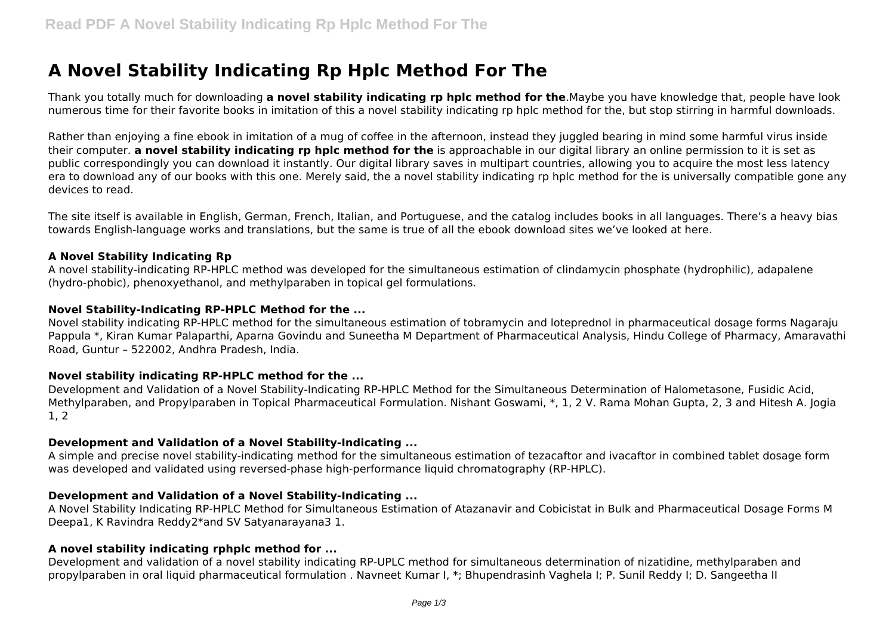# A Novel Stability Indicating Rp Hplc Method For The

Thank you totally much for downloading **a novel stability indicating rp hplc method for the**.Maybe you have knowledge that, people have look numerous time for their favorite books in imitation of this a novel stability indicating rp hplc method for the, but stop stirring in harmful downloads.

Rather than enjoying a fine ebook in imitation of a mug of coffee in the afternoon, instead they juggled bearing in mind some harmful virus inside their computer. **a novel stability indicating rp hplc method for the** is approachable in our digital library an online permission to it is set as public correspondingly you can download it instantly. Our digital library saves in multipart countries, allowing you to acquire the most less latency era to download any of our books with this one. Merely said, the a novel stability indicating rp hplc method for the is universally compatible gone any devices to read.

The site itself is available in English, German, French, Italian, and Portuguese, and the catalog includes books in all languages. There's a heavy bias towards English-language works and translations, but the same is true of all the ebook download sites we've looked at here.

### A Novel Stability Indicating Rp

A novel stability-indicating RP-HPLC method was developed for the simultaneous estimation of clindamycin phosphate (hydrophilic), adapalene (hydro-phobic), phenoxyethanol, and methylparaben in topical gel formulations.

### Novel Stability-Indicating RP-HPLC Method for the ...

Novel stability indicating RP-HPLC method for the simultaneous estimation of tobramycin and loteprednol in pharmaceutical dosage forms Nagaraju Pappula *, Kiran Kumar Palaparthi, Aparna Govindu and Suneetha M Department of Pharmaceutical Analysis, Hindu College of Pharmacy, Amaravathi Road, Guntur – 522002, Andhra Pradesh, India.

### Novel stability indicating RP-HPLC method for the ...

Development and Validation of a Novel Stability-Indicating RP-HPLC Method for the Simultaneous Determination of Halometasone, Fusidic Acid, Methylparaben, and Propylparaben in Topical Pharmaceutical Formulation. Nishant Goswami, *, 1, 2 V. Rama Mohan Gupta, 2, 3 and Hitesh A. Jogia 1, 2

### Development and Validation of a Novel Stability-Indicating ...

A simple and precise novel stability-indicating method for the simultaneous estimation of tezacaftor and ivacaftor in combined tablet dosage form was developed and validated using reversed-phase high-performance liquid chromatography (RP-HPLC).

### Development and Validation of a Novel Stability-Indicating ...

A Novel Stability Indicating RP-HPLC Method for Simultaneous Estimation of Atazanavir and Cobicistat in Bulk and Pharmaceutical Dosage Forms M Deepa1, K Ravindra Reddy2*and SV Satyanarayana3 1.

### A novel stability indicating rphplc method for ...

Development and validation of a novel stability indicating RP-UPLC method for simultaneous determination of nizatidine, methylparaben and propylparaben in oral liquid pharmaceutical formulation . Navneet Kumar I, *; Bhupendrasinh Vaghela I; P. Sunil Reddy I; D. Sangeetha II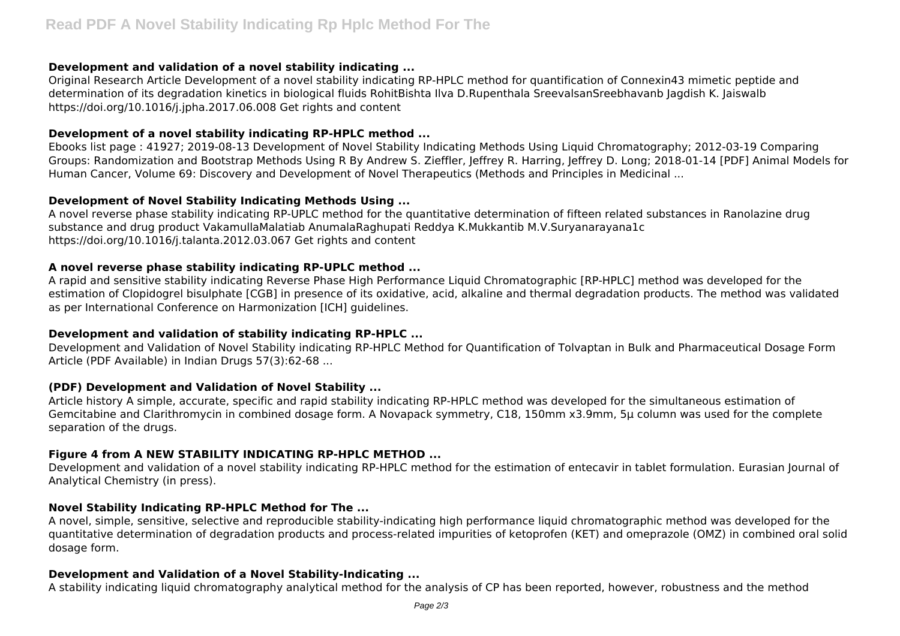### Development and validation of a novel stability indicating ...

Original Research Article Development of a novel stability indicating RP-HPLC method for quantification of Connexin43 mimetic peptide and determination of its degradation kinetics in biological fluids RohitBishta Ilva D.Rupenthala SreevalsanSreebhavanb Jagdish K. Jaiswalb https://doi.org/10.1016/j.jpha.2017.06.008 Get rights and content

### Development of a novel stability indicating RP-HPLC method ...

Ebooks list page : 41927; 2019-08-13 Development of Novel Stability Indicating Methods Using Liquid Chromatography; 2012-03-19 Comparing Groups: Randomization and Bootstrap Methods Using R By Andrew S. Zieffler, Jeffrey R. Harring, Jeffrey D. Long; 2018-01-14 [PDF] Animal Models for Human Cancer, Volume 69: Discovery and Development of Novel Therapeutics (Methods and Principles in Medicinal ...

### Development of Novel Stability Indicating Methods Using ...

A novel reverse phase stability indicating RP-UPLC method for the quantitative determination of fifteen related substances in Ranolazine drug substance and drug product VakamullaMalatiab AnumalaRaghupati Reddya K.Mukkantib M.V.Suryanarayana1c https://doi.org/10.1016/j.talanta.2012.03.067 Get rights and content

### A novel reverse phase stability indicating RP-UPLC method ...

A rapid and sensitive stability indicating Reverse Phase High Performance Liquid Chromatographic [RP-HPLC] method was developed for the estimation of Clopidogrel bisulphate [CGB] in presence of its oxidative, acid, alkaline and thermal degradation products. The method was validated as per International Conference on Harmonization [ICH] guidelines.

### Development and validation of stability indicating RP-HPLC ...

Development and Validation of Novel Stability indicating RP-HPLC Method for Quantification of Tolvaptan in Bulk and Pharmaceutical Dosage Form Article (PDF Available) in Indian Drugs 57(3):62-68 ...

### (PDF) Development and Validation of Novel Stability ...

Article history A simple, accurate, specific and rapid stability indicating RP-HPLC method was developed for the simultaneous estimation of Gemcitabine and Clarithromycin in combined dosage form. A Novapack symmetry, C18, 150mm x3.9mm, 5µ column was used for the complete separation of the drugs.

### Figure 4 from A NEW STABILITY INDICATING RP-HPLC METHOD ...

Development and validation of a novel stability indicating RP-HPLC method for the estimation of entecavir in tablet formulation. Eurasian Journal of Analytical Chemistry (in press).

### Novel Stability Indicating RP-HPLC Method for The ...

A novel, simple, sensitive, selective and reproducible stability-indicating high performance liquid chromatographic method was developed for the quantitative determination of degradation products and process-related impurities of ketoprofen (KET) and omeprazole (OMZ) in combined oral solid dosage form.

### Development and Validation of a Novel Stability-Indicating ...

A stability indicating liquid chromatography analytical method for the analysis of CP has been reported, however, robustness and the method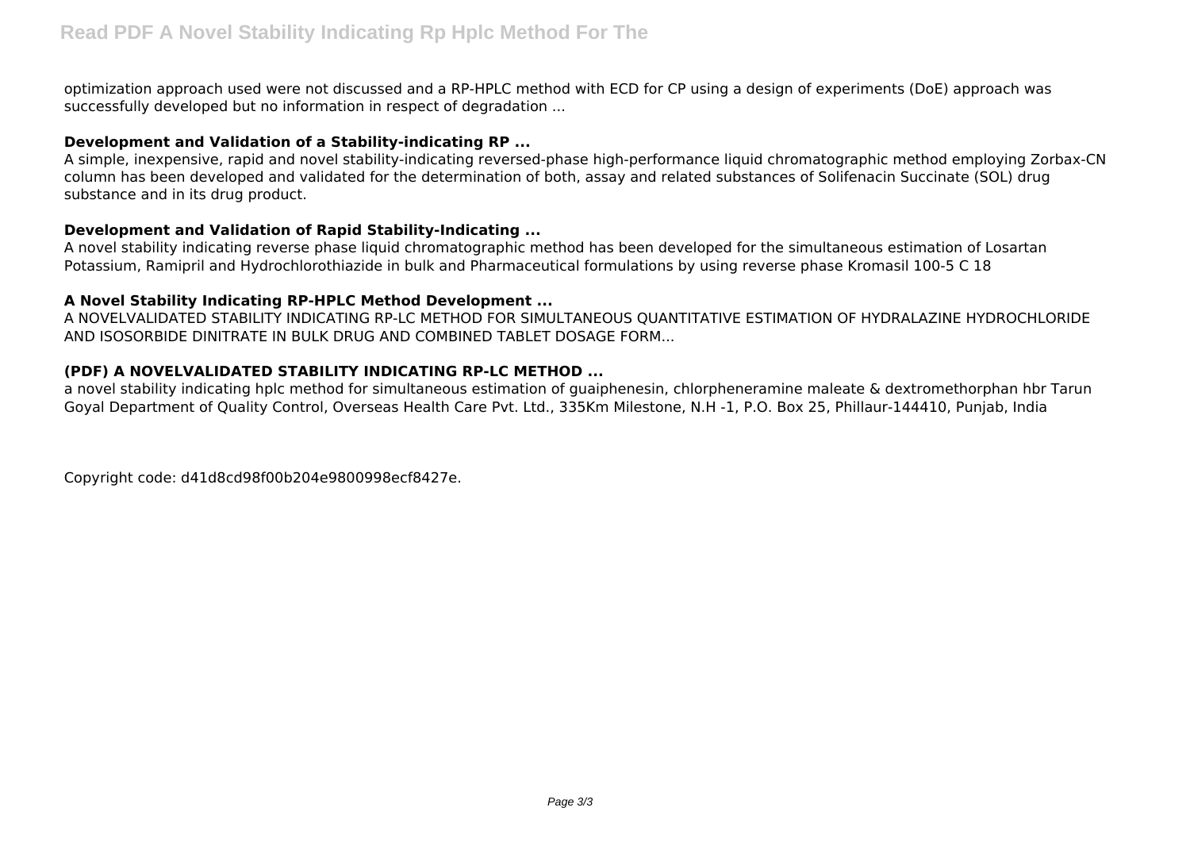optimization approach used were not discussed and a RP-HPLC method with ECD for CP using a design of experiments (DoE) approach was successfully developed but no information in respect of degradation ...

**Development and Validation of a Stability-indicating RP ...**

A simple, inexpensive, rapid and novel stability-indicating reversed-phase high-performance liquid chromatographic method employing Zorbax-CN column has been developed and validated for the determination of both, assay and related substances of Solifenacin Succinate (SOL) drug substance and in its drug product.

**Development and Validation of Rapid Stability-Indicating ...**

A novel stability indicating reverse phase liquid chromatographic method has been developed for the simultaneous estimation of Losartan Potassium, Ramipril and Hydrochlorothiazide in bulk and Pharmaceutical formulations by using reverse phase Kromasil 100-5 C 18

**A Novel Stability Indicating RP-HPLC Method Development ...**

A NOVELVALIDATED STABILITY INDICATING RP-LC METHOD FOR SIMULTANEOUS QUANTITATIVE ESTIMATION OF HYDRALAZINE HYDROCHLORIDE AND ISOSORBIDE DINITRATE IN BULK DRUG AND COMBINED TABLET DOSAGE FORM...

**(PDF) A NOVELVALIDATED STABILITY INDICATING RP-LC METHOD ...**

a novel stability indicating hplc method for simultaneous estimation of guaiphenesin, chlorpheneramine maleate & dextromethorphan hbr Tarun Goyal Department of Quality Control, Overseas Health Care Pvt. Ltd., 335Km Milestone, N.H -1, P.O. Box 25, Phillaur-144410, Punjab, India

Copyright code: d41d8cd98f00b204e9800998ecf8427e.